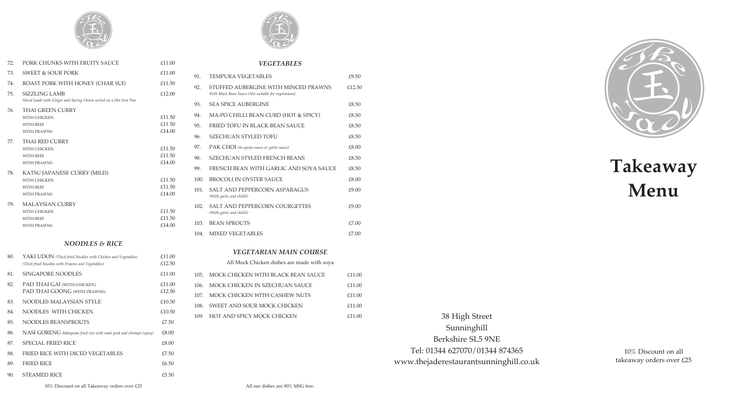| | | |
|---|---|---|
| 72. | PORK CHUNKS WITH FRUITY SAUCE | £11.00 |
| 73. | SWEET & SOUR PORK | £11.00 |
| 74. | ROAST PORK WITH HONEY (CHAR SUI) | £11.50 |
| 75. | SIZZLING LAMB<br>*Sliced Lamb with Ginger and Spring Onion served on a Hot Iron Pan* | £12.00 |
| 76. | THAI GREEN CURRY<br>WITH CHICKEN<br>WITH BEEF<br>WITH PRAWNS | <br>£11.50<br>£11.50<br>£14.00 |
| 77. | THAI RED CURRY<br>WITH CHICKEN<br>WITH BEEF<br>WITH PRAWNS | <br>£11.50<br>£11.50<br>£14.00 |
| 78. | KATSU JAPANESE CURRY (MILD)<br>WITH CHICKEN<br>WITH BEEF<br>WITH PRAWNS | <br>£11.50<br>£11.50<br>£14.00 |
| 79. | MALAYSIAN CURRY<br>WITH CHICKEN<br>WITH BEEF<br>WITH PRAWNS | <br>£11.50<br>£11.50<br>£14.00 |

### *NOODLES & RICE*

| | | |
|---|---|---|
| 80. | YAKI UDON *(Thick fried Noodles with Chicken and Vegetables)*<br>*(Thick fried Noodles with Prawns and Vegetables)* | £11.00<br>£12.50 |
| 81. | SINGAPORE NOODLES | £11.00 |
| 82. | PAD THAI GAI (WITH CHICKEN)<br>PAD THAI GOONG (WITH PRAWNS) | £11.00<br>£12.50 |
| 83. | NOODLES MALAYSIAN STYLE | £10.50 |
| 84. | NOODLES WITH CHICKEN | £10.50 |
| 85. | NOODLES BEANSPROUTS | £7.50 |
| 86. | NASI GORENG *Malaysian fried rice with roast pork and shrimps (spicy)* | £8.00 |
| 87. | SPECIAL FRIED RICE | £8.00 |
| 88. | FRIED RICE WITH DICED VEGETABLES | £7.50 |
| 89. | FRIED RICE | £6.50 |
| 90. | STEAMED RICE | £5.50 |

10% Discount on all Takeaway orders over £25

### *VEGETABLES*

| | | |
|---|---|---|
| 91. | TEMPURA VEGETABLES | £9.50 |
| 92. | STUFFED AUBERGINE WITH MINCED PRAWNS<br>*With Black Bean Sauce (Not suitable for vegetarians)* | £12.50 |
| 93. | SEA SPICE AUBERGINE | £8.50 |
| 94. | MA-PO CHILLI BEAN CURD (HOT & SPICY) | £8.50 |
| 95. | FRIED TOFU IN BLACK BEAN SAUCE | £8.50 |
| 96. | SZECHUAN STYLED TOFU | £8.50 |
| 97. | PAK CHOI *(In oyster sauce or garlic sauce)* | £8.00 |
| 98. | SZECHUAN STYLED FRENCH BEANS | £8.50 |
| 99. | FRENCH BEAN WITH GARLIC AND SOYA SAUCE | £8.50 |
| 100. | BROCOLI IN OYSTER SAUCE | £8.00 |
| 101. | SALT AND PEPPERCORN ASPARAGUS<br>*(With garlic and chilli)* | £9.00 |
| 102. | SALT AND PEPPERCORN COURGETTES<br>*(With garlic and chilli)* | £9.00 |
| 103. | BEAN SPROUTS | £7.00 |
| 104. | MIXED VEGETABLES | £7.00 |

### *VEGETARIAN MAIN COURSE*

All Mock Chicken dishes are made with soya

| | | |
|---|---|---|
| 105. | MOCK CHICKEN WITH BLACK BEAN SAUCE | £11.00 |
| 106. | MOCK CHICKEN IN SZECHUAN SAUCE | £11.00 |
| 107. | MOCK CHICKEN WITH CASHEW NUTS | £11.00 |
| 108. | SWEET AND SOUR MOCK CHICKEN | £11.00 |
| 109. | HOT AND SPICY MOCK CHICKEN | £11.00 |

All our dishes are 90% MSG free.

38 High Street
Sunninghill
Berkshire SL5 9NE
Tel: 01344 627070/01344 874365
www.thejaderestaurantsunninghill.co.uk

# Takeaway Menu

10% Discount on all takeaway orders over £25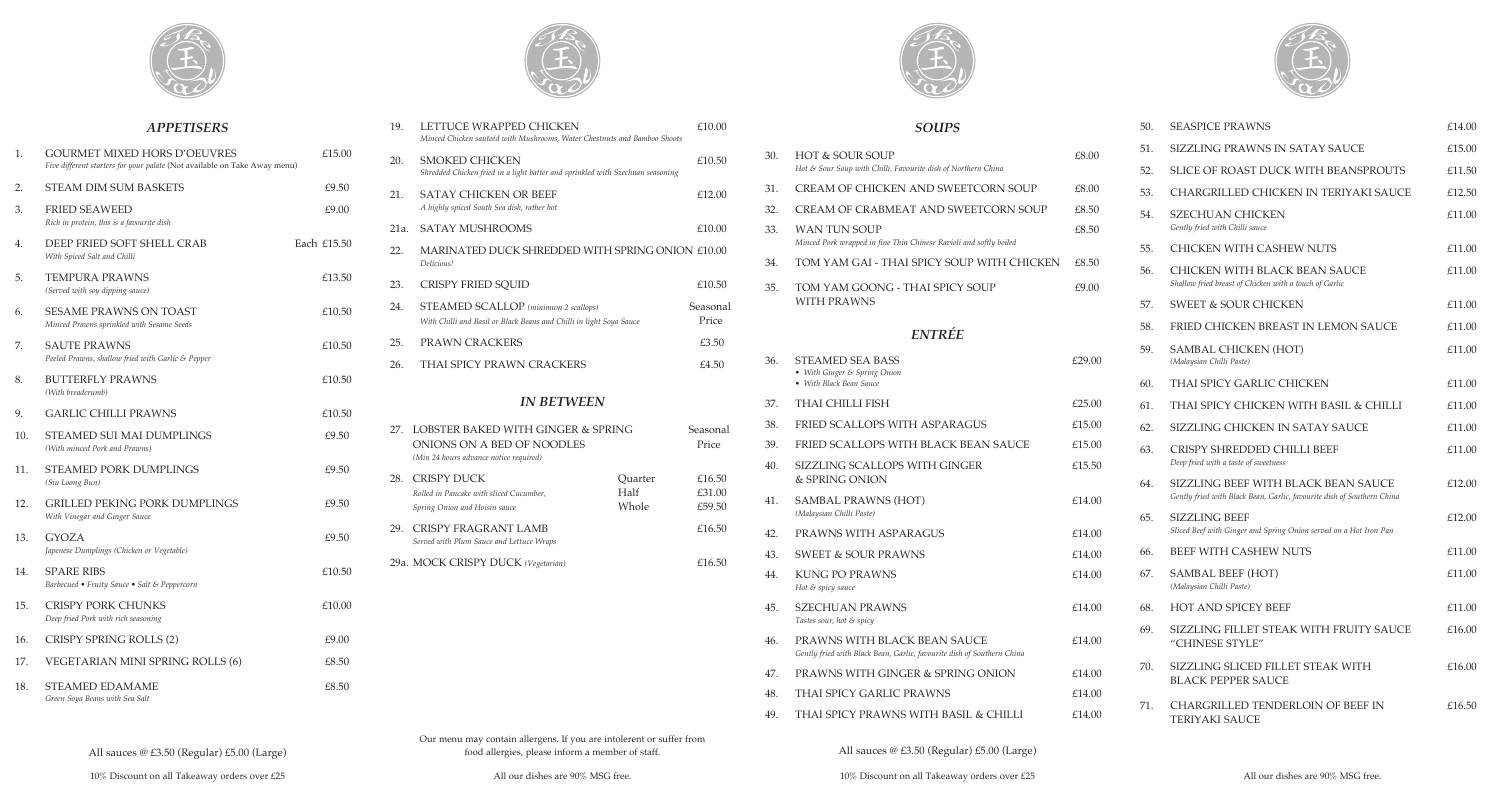## *APPETISERS*

| | | |
|---|---|---|
| 1. | GOURMET MIXED HORS D'OEUVRES<br>*Five different starters for your palate (Not available on Take Away menu)* | £15.00 |
| 2. | STEAM DIM SUM BASKETS | £9.50 |
| 3. | FRIED SEAWEED<br>*Rich in protein, this is a favourite dish* | £9.00 |
| 4. | DEEP FRIED SOFT SHELL CRAB<br>*With Spiced Salt and Chilli* | Each £15.50 |
| 5. | TEMPURA PRAWNS<br>*(Served with soy dipping sauce)* | £13.50 |
| 6. | SESAME PRAWNS ON TOAST<br>*Minced Prawns sprinkled with Sesame Seeds* | £10.50 |
| 7. | SAUTE PRAWNS<br>*Peeled Prawns, shallow fried with Garlic & Pepper* | £10.50 |
| 8. | BUTTERFLY PRAWNS<br>*(With breadcrumb)* | £10.50 |
| 9. | GARLIC CHILLI PRAWNS | £10.50 |
| 10. | STEAMED SUI MAI DUMPLINGS<br>*(With minced Pork and Prawns)* | £9.50 |
| 11. | STEAMED PORK DUMPLINGS<br>*(Siu Loong Bun)* | £9.50 |
| 12. | GRILLED PEKING PORK DUMPLINGS<br>*With Vinegar and Ginger Sauce* | £9.50 |
| 13. | GYOZA<br>*Japenese Dumplings (Chicken or Vegetable)* | £9.50 |
| 14. | SPARE RIBS<br>*Barbecued • Fruity Sauce • Salt & Peppercorn* | £10.50 |
| 15. | CRISPY PORK CHUNKS<br>*Deep fried Pork with rich seasoning* | £10.00 |
| 16. | CRISPY SPRING ROLLS (2) | £9.00 |
| 17. | VEGETARIAN MINI SPRING ROLLS (6) | £8.50 |
| 18. | STEAMED EDAMAME<br>*Green Soya Beans with Sea Salt* | £8.50 |
| 19. | LETTUCE WRAPPED CHICKEN<br>*Minced Chicken sautéd with Mushrooms, Water Chestnuts and Bamboo Shoots* | £10.00 |
| 20. | SMOKED CHICKEN<br>*Shredded Chicken fried in a light batter and sprinkled with Szechuan seasoning* | £10.50 |
| 21. | SATAY CHICKEN OR BEEF<br>*A highly spiced South Sea dish, rather hot* | £12.00 |
| 21a. | SATAY MUSHROOMS | £10.00 |
| 22. | MARINATED DUCK SHREDDED WITH SPRING ONION<br>*Delicious!* | £10.00 |
| 23. | CRISPY FRIED SQUID | £10.50 |
| 24. | STEAMED SCALLOP *(minimum 2 scallops)*<br>*With Chilli and Basil or Black Beans and Chilli in light Soya Sauce* | Seasonal Price |
| 25. | PRAWN CRACKERS | £3.50 |
| 26. | THAI SPICY PRAWN CRACKERS | £4.50 |

All sauces @ £3.50 (Regular) £5.00 (Large)

10% Discount on all Takeaway orders over £25

## *IN BETWEEN*

| | | | |
|---|---|---|---|
| 27. | LOBSTER BAKED WITH GINGER & SPRING ONIONS ON A BED OF NOODLES<br>*(Min 24 hours advance notice required)* | | Seasonal Price |
| 28. | CRISPY DUCK<br>*Rolled in Pancake with sliced Cucumber, Spring Onion and Hoisin sauce* | Quarter<br>Half<br>Whole | £16.50<br>£31.00<br>£59.50 |
| 29. | CRISPY FRAGRANT LAMB<br>*Served with Plum Sauce and Lettuce Wraps* | | £16.50 |
| 29a. | MOCK CRISPY DUCK *(Vegetarian)* | | £16.50 |

Our menu may contain allergens. If you are intolerent or suffer from food allergies, please inform a member of staff.

All our dishes are 90% MSG free.

## *SOUPS*

| | | |
|---|---|---|
| 30. | HOT & SOUR SOUP<br>*Hot & Sour Soup with Chilli. Favourite dish of Northern China* | £8.00 |
| 31. | CREAM OF CHICKEN AND SWEETCORN SOUP | £8.00 |
| 32. | CREAM OF CRABMEAT AND SWEETCORN SOUP | £8.50 |
| 33. | WAN TUN SOUP<br>*Minced Pork wrapped in fine Thin Chinese Ravioli and softly boiled* | £8.50 |
| 34. | TOM YAM GAI - THAI SPICY SOUP WITH CHICKEN | £8.50 |
| 35. | TOM YAM GOONG - THAI SPICY SOUP WITH PRAWNS | £9.00 |

## *ENTRÉE*

| | | |
|---|---|---|
| 36. | STEAMED SEA BASS<br>• *With Ginger & Spring Onion*<br>• *With Black Bean Sauce* | £29.00 |
| 37. | THAI CHILLI FISH | £25.00 |
| 38. | FRIED SCALLOPS WITH ASPARAGUS | £15.00 |
| 39. | FRIED SCALLOPS WITH BLACK BEAN SAUCE | £15.00 |
| 40. | SIZZLING SCALLOPS WITH GINGER & SPRING ONION | £15.50 |
| 41. | SAMBAL PRAWNS (HOT)<br>*(Malaysian Chilli Paste)* | £14.00 |
| 42. | PRAWNS WITH ASPARAGUS | £14.00 |
| 43. | SWEET & SOUR PRAWNS | £14.00 |
| 44. | KUNG PO PRAWNS<br>*Hot & spicy sauce* | £14.00 |
| 45. | SZECHUAN PRAWNS<br>*Tastes sour, hot & spicy* | £14.00 |
| 46. | PRAWNS WITH BLACK BEAN SAUCE<br>*Gently fried with Black Bean, Garlic, favourite dish of Southern China* | £14.00 |
| 47. | PRAWNS WITH GINGER & SPRING ONION | £14.00 |
| 48. | THAI SPICY GARLIC PRAWNS | £14.00 |
| 49. | THAI SPICY PRAWNS WITH BASIL & CHILLI | £14.00 |
| 50. | SEASPICE PRAWNS | £14.00 |
| 51. | SIZZLING PRAWNS IN SATAY SAUCE | £15.00 |
| 52. | SLICE OF ROAST DUCK WITH BEANSPROUTS | £11.50 |
| 53. | CHARGRILLED CHICKEN IN TERIYAKI SAUCE | £12.50 |
| 54. | SZECHUAN CHICKEN<br>*Gently fried with Chilli sauce* | £11.00 |
| 55. | CHICKEN WITH CASHEW NUTS | £11.00 |
| 56. | CHICKEN WITH BLACK BEAN SAUCE<br>*Shallow fried breast of Chicken with a touch of Garlic* | £11.00 |
| 57. | SWEET & SOUR CHICKEN | £11.00 |
| 58. | FRIED CHICKEN BREAST IN LEMON SAUCE | £11.00 |
| 59. | SAMBAL CHICKEN (HOT)<br>*(Malaysian Chilli Paste)* | £11.00 |
| 60. | THAI SPICY GARLIC CHICKEN | £11.00 |
| 61. | THAI SPICY CHICKEN WITH BASIL & CHILLI | £11.00 |
| 62. | SIZZLING CHICKEN IN SATAY SAUCE | £11.00 |
| 63. | CRISPY SHREDDED CHILLI BEEF<br>*Deep fried with a taste of sweetness* | £11.00 |
| 64. | SIZZLING BEEF WITH BLACK BEAN SAUCE<br>*Gently fried with Black Bean, Garlic, favourite dish of Southern China* | £12.00 |
| 65. | SIZZLING BEEF<br>*Sliced Beef with Ginger and Spring Onion served on a Hot Iron Pan* | £12.00 |
| 66. | BEEF WITH CASHEW NUTS | £11.00 |
| 67. | SAMBAL BEEF (HOT)<br>*(Malaysian Chilli Paste)* | £11.00 |
| 68. | HOT AND SPICEY BEEF | £11.00 |
| 69. | SIZZLING FILLET STEAK WITH FRUITY SAUCE "CHINESE STYLE" | £16.00 |
| 70. | SIZZLING SLICED FILLET STEAK WITH BLACK PEPPER SAUCE | £16.00 |
| 71. | CHARGRILLED TENDERLOIN OF BEEF IN TERIYAKI SAUCE | £16.50 |

All sauces @ £3.50 (Regular) £5.00 (Large)

10% Discount on all Takeaway orders over £25

All our dishes are 90% MSG free.